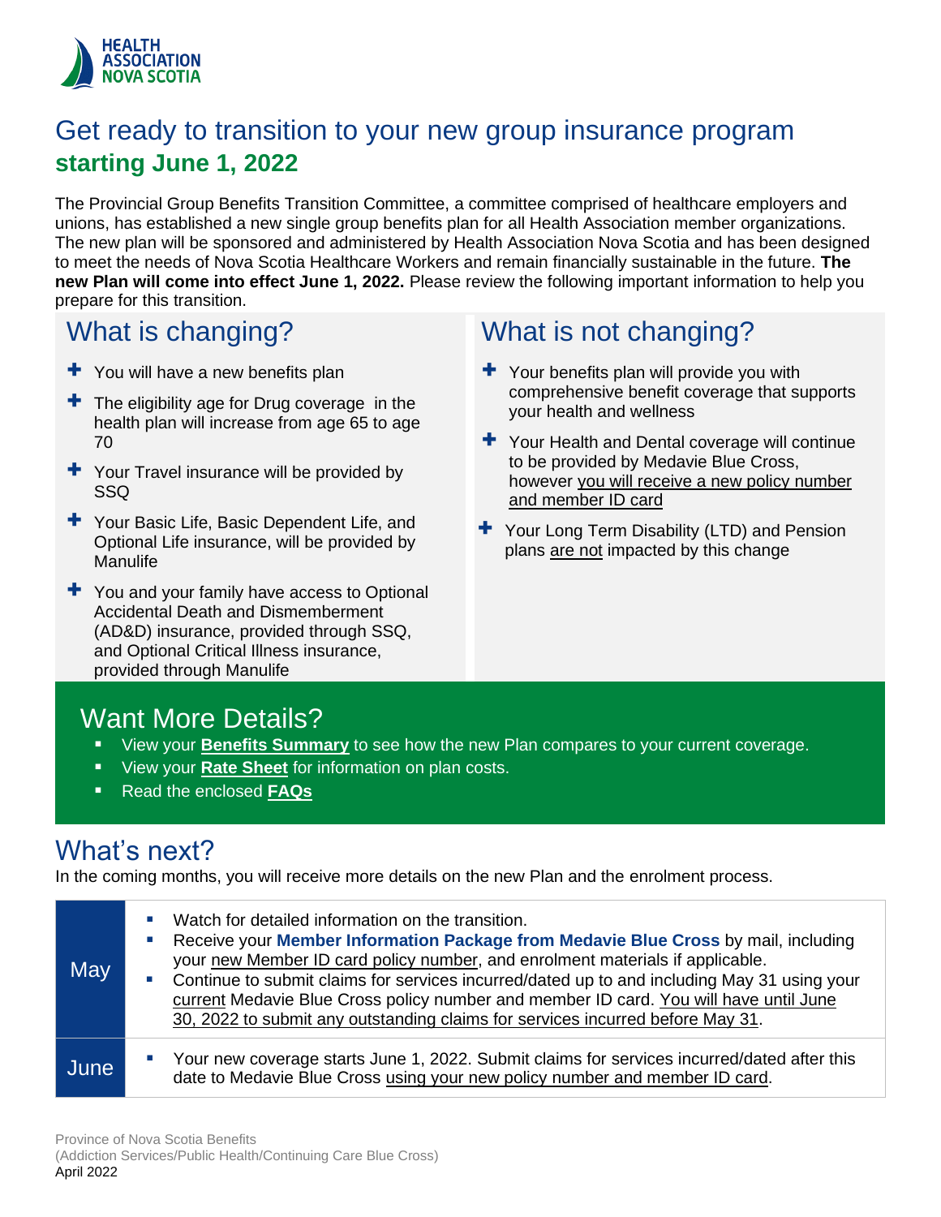HEALTH ASSOCIATION NOVA SCOTIA

# Get ready to transition to your new group insurance program **starting June 1, 2022**

The Provincial Group Benefits Transition Committee, a committee comprised of healthcare employers and unions, has established a new single group benefits plan for all Health Association member organizations. The new plan will be sponsored and administered by Health Association Nova Scotia and has been designed to meet the needs of Nova Scotia Healthcare Workers and remain financially sustainable in the future. **The new Plan will come into effect June 1, 2022.** Please review the following important information to help you prepare for this transition.

## What is changing?

- You will have a new benefits plan
- The eligibility age for Drug coverage in the health plan will increase from age 65 to age 70
- Your Travel insurance will be provided by SSQ
- Your Basic Life, Basic Dependent Life, and Optional Life insurance, will be provided by Manulife
- You and your family have access to Optional Accidental Death and Dismemberment (AD&D) insurance, provided through SSQ, and Optional Critical Illness insurance, provided through Manulife

## What is not changing?

- Your benefits plan will provide you with comprehensive benefit coverage that supports your health and wellness
- Your Health and Dental coverage will continue to be provided by Medavie Blue Cross, however you will receive a new policy number and member ID card
- Your Long Term Disability (LTD) and Pension plans are not impacted by this change

## Want More Details?

- View your **Benefits Summary** to see how the new Plan compares to your current coverage.
- View your **Rate Sheet** for information on plan costs.
- Read the enclosed **FAQs**

## What's next?

In the coming months, you will receive more details on the new Plan and the enrolment process.

| | |
|---|---|
| May | • Watch for detailed information on the transition.<br>• Receive your **Member Information Package from Medavie Blue Cross** by mail, including your new Member ID card policy number, and enrolment materials if applicable.<br>• Continue to submit claims for services incurred/dated up to and including May 31 using your current Medavie Blue Cross policy number and member ID card. You will have until June 30, 2022 to submit any outstanding claims for services incurred before May 31. |
| June | • Your new coverage starts June 1, 2022. Submit claims for services incurred/dated after this date to Medavie Blue Cross using your new policy number and member ID card. |

Province of Nova Scotia Benefits
(Addiction Services/Public Health/Continuing Care Blue Cross)
April 2022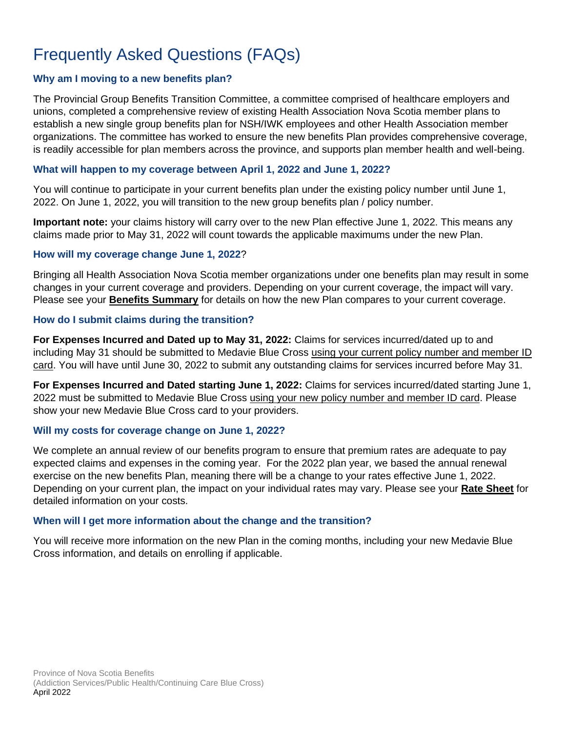# Frequently Asked Questions (FAQs)

### Why am I moving to a new benefits plan?

The Provincial Group Benefits Transition Committee, a committee comprised of healthcare employers and unions, completed a comprehensive review of existing Health Association Nova Scotia member plans to establish a new single group benefits plan for NSH/IWK employees and other Health Association member organizations. The committee has worked to ensure the new benefits Plan provides comprehensive coverage, is readily accessible for plan members across the province, and supports plan member health and well-being.

### What will happen to my coverage between April 1, 2022 and June 1, 2022?

You will continue to participate in your current benefits plan under the existing policy number until June 1, 2022. On June 1, 2022, you will transition to the new group benefits plan / policy number.

**Important note:** your claims history will carry over to the new Plan effective June 1, 2022. This means any claims made prior to May 31, 2022 will count towards the applicable maximums under the new Plan.

### How will my coverage change June 1, 2022?

Bringing all Health Association Nova Scotia member organizations under one benefits plan may result in some changes in your current coverage and providers. Depending on your current coverage, the impact will vary. Please see your **Benefits Summary** for details on how the new Plan compares to your current coverage.

### How do I submit claims during the transition?

**For Expenses Incurred and Dated up to May 31, 2022:** Claims for services incurred/dated up to and including May 31 should be submitted to Medavie Blue Cross using your current policy number and member ID card. You will have until June 30, 2022 to submit any outstanding claims for services incurred before May 31.

**For Expenses Incurred and Dated starting June 1, 2022:** Claims for services incurred/dated starting June 1, 2022 must be submitted to Medavie Blue Cross using your new policy number and member ID card. Please show your new Medavie Blue Cross card to your providers.

### Will my costs for coverage change on June 1, 2022?

We complete an annual review of our benefits program to ensure that premium rates are adequate to pay expected claims and expenses in the coming year. For the 2022 plan year, we based the annual renewal exercise on the new benefits Plan, meaning there will be a change to your rates effective June 1, 2022. Depending on your current plan, the impact on your individual rates may vary. Please see your **Rate Sheet** for detailed information on your costs.

### When will I get more information about the change and the transition?

You will receive more information on the new Plan in the coming months, including your new Medavie Blue Cross information, and details on enrolling if applicable.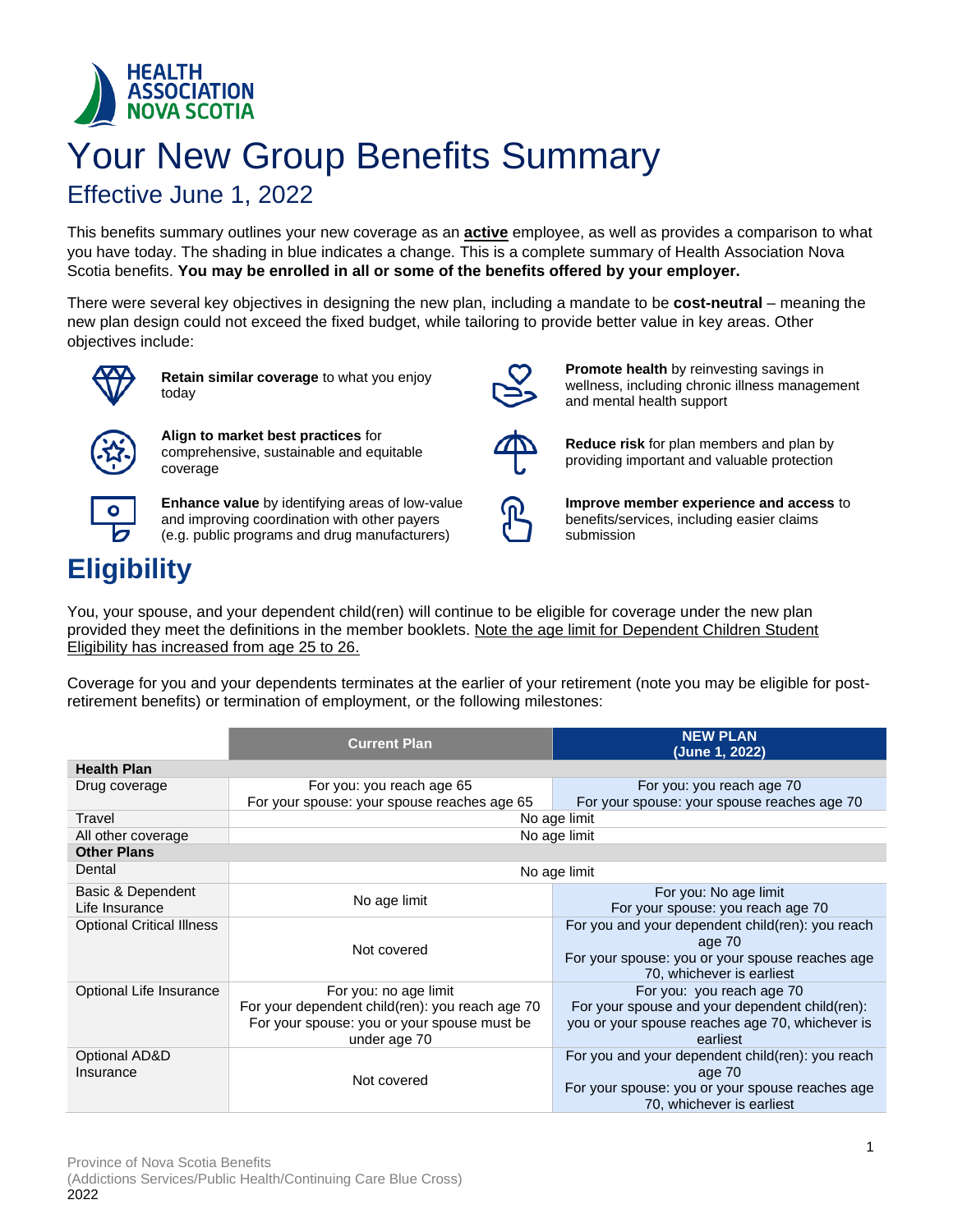HEALTH ASSOCIATION NOVA SCOTIA

# Your New Group Benefits Summary

## Effective June 1, 2022

This benefits summary outlines your new coverage as an **active** employee, as well as provides a comparison to what you have today. The shading in blue indicates a change. This is a complete summary of Health Association Nova Scotia benefits. **You may be enrolled in all or some of the benefits offered by your employer.**

There were several key objectives in designing the new plan, including a mandate to be **cost-neutral** – meaning the new plan design could not exceed the fixed budget, while tailoring to provide better value in key areas. Other objectives include:

- **Retain similar coverage** to what you enjoy today
- **Align to market best practices** for comprehensive, sustainable and equitable coverage
- **Enhance value** by identifying areas of low-value and improving coordination with other payers (e.g. public programs and drug manufacturers)
- **Promote health** by reinvesting savings in wellness, including chronic illness management and mental health support
- **Reduce risk** for plan members and plan by providing important and valuable protection
- **Improve member experience and access** to benefits/services, including easier claims submission

# Eligibility

You, your spouse, and your dependent child(ren) will continue to be eligible for coverage under the new plan provided they meet the definitions in the member booklets. Note the age limit for Dependent Children Student Eligibility has increased from age 25 to 26.

Coverage for you and your dependents terminates at the earlier of your retirement (note you may be eligible for post-retirement benefits) or termination of employment, or the following milestones:

| | Current Plan | NEW PLAN (June 1, 2022) |
|---|---|---|
| **Health Plan** | | |
| Drug coverage | For you: you reach age 65<br>For your spouse: your spouse reaches age 65 | For you: you reach age 70<br>For your spouse: your spouse reaches age 70 |
| Travel | No age limit | No age limit |
| All other coverage | No age limit | No age limit |
| **Other Plans** | | |
| Dental | No age limit | No age limit |
| Basic & Dependent Life Insurance | No age limit | For you: No age limit<br>For your spouse: you reach age 70 |
| Optional Critical Illness | Not covered | For you and your dependent child(ren): you reach age 70<br>For your spouse: you or your spouse reaches age 70, whichever is earliest |
| Optional Life Insurance | For you: no age limit<br>For your dependent child(ren): you reach age 70<br>For your spouse: you or your spouse must be under age 70 | For you: you reach age 70<br>For your spouse and your dependent child(ren): you or your spouse reaches age 70, whichever is earliest |
| Optional AD&D Insurance | Not covered | For you and your dependent child(ren): you reach age 70<br>For your spouse: you or your spouse reaches age 70, whichever is earliest |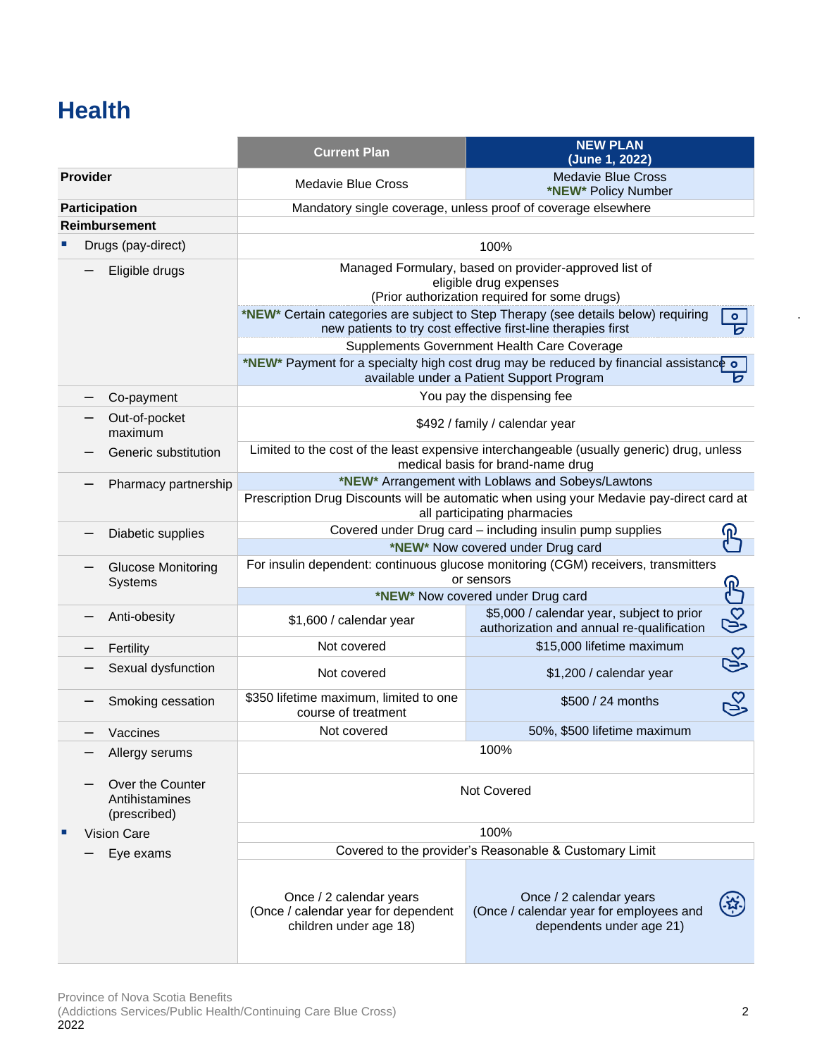# Health

| | Current Plan | NEW PLAN (June 1, 2022) |
|---|---|---|
| **Provider** | Medavie Blue Cross | Medavie Blue Cross *NEW* Policy Number |
| **Participation** | Mandatory single coverage, unless proof of coverage elsewhere | |
| **Reimbursement** | | |
| ▪ Drugs (pay-direct) | 100% | |
| – Eligible drugs | Managed Formulary, based on provider-approved list of eligible drug expenses (Prior authorization required for some drugs) | |
| | *NEW* Certain categories are subject to Step Therapy (see details below) requiring new patients to try cost effective first-line therapies first | |
| | Supplements Government Health Care Coverage | |
| | *NEW* Payment for a specialty high cost drug may be reduced by financial assistance available under a Patient Support Program | |
| – Co-payment | You pay the dispensing fee | |
| – Out-of-pocket maximum | $492 / family / calendar year | |
| – Generic substitution | Limited to the cost of the least expensive interchangeable (usually generic) drug, unless medical basis for brand-name drug | |
| – Pharmacy partnership | *NEW* Arrangement with Loblaws and Sobeys/Lawtons | |
| | Prescription Drug Discounts will be automatic when using your Medavie pay-direct card at all participating pharmacies | |
| – Diabetic supplies | Covered under Drug card – including insulin pump supplies | |
| | *NEW* Now covered under Drug card | |
| – Glucose Monitoring Systems | For insulin dependent: continuous glucose monitoring (CGM) receivers, transmitters or sensors | |
| | *NEW* Now covered under Drug card | |
| – Anti-obesity | $1,600 / calendar year | $5,000 / calendar year, subject to prior authorization and annual re-qualification |
| – Fertility | Not covered | $15,000 lifetime maximum |
| – Sexual dysfunction | Not covered | $1,200 / calendar year |
| – Smoking cessation | $350 lifetime maximum, limited to one course of treatment | $500 / 24 months |
| – Vaccines | Not covered | 50%, $500 lifetime maximum |
| – Allergy serums | 100% | |
| – Over the Counter Antihistamines (prescribed) | Not Covered | |
| ▪ Vision Care | 100% | |
| – Eye exams | Covered to the provider's Reasonable & Customary Limit | |
| | Once / 2 calendar years (Once / calendar year for dependent children under age 18) | Once / 2 calendar years (Once / calendar year for employees and dependents under age 21) |

Province of Nova Scotia Benefits
(Addictions Services/Public Health/Continuing Care Blue Cross)
2022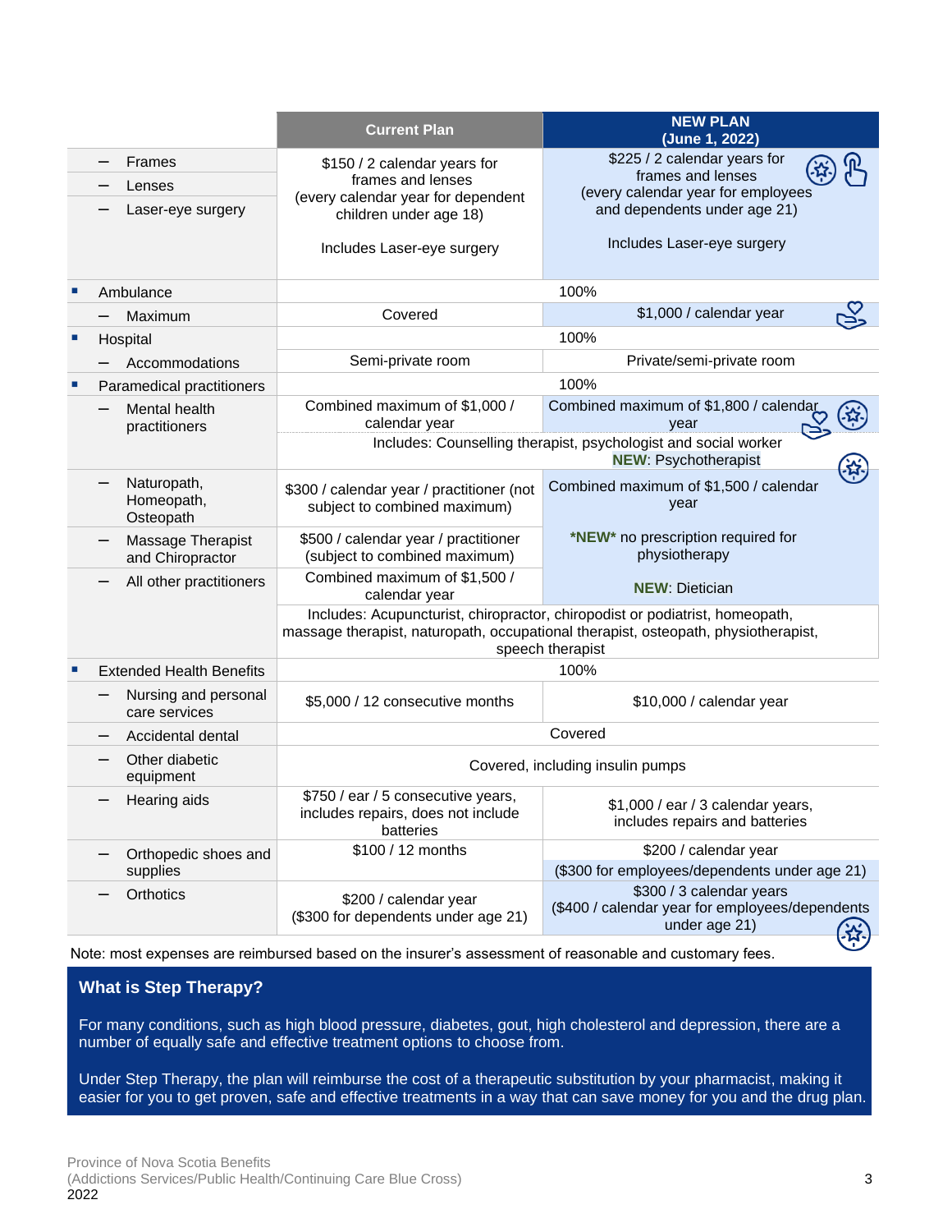| | Current Plan | NEW PLAN (June 1, 2022) |
|---|---|---|
| – Frames<br>– Lenses<br>– Laser-eye surgery | $150 / 2 calendar years for frames and lenses (every calendar year for dependent children under age 18)<br><br>Includes Laser-eye surgery | $225 / 2 calendar years for frames and lenses (every calendar year for employees and dependents under age 21)<br><br>Includes Laser-eye surgery |
| ▪ Ambulance | 100% | |
| – Maximum | Covered | $1,000 / calendar year |
| ▪ Hospital | 100% | |
| – Accommodations | Semi-private room | Private/semi-private room |
| ▪ Paramedical practitioners | 100% | |
| – Mental health practitioners | Combined maximum of $1,000 / calendar year | Combined maximum of $1,800 / calendar year |
| | Includes: Counselling therapist, psychologist and social worker **NEW**: Psychotherapist | |
| – Naturopath, Homeopath, Osteopath | $300 / calendar year / practitioner (not subject to combined maximum) | Combined maximum of $1,500 / calendar year<br><br>***NEW*** no prescription required for physiotherapy<br><br>**NEW**: Dietician |
| – Massage Therapist and Chiropractor | $500 / calendar year / practitioner (subject to combined maximum) | |
| – All other practitioners | Combined maximum of $1,500 / calendar year | |
| | Includes: Acupuncturist, chiropractor, chiropodist or podiatrist, homeopath, massage therapist, naturopath, occupational therapist, osteopath, physiotherapist, speech therapist | |
| ▪ Extended Health Benefits | 100% | |
| – Nursing and personal care services | $5,000 / 12 consecutive months | $10,000 / calendar year |
| – Accidental dental | Covered | |
| – Other diabetic equipment | Covered, including insulin pumps | |
| – Hearing aids | $750 / ear / 5 consecutive years, includes repairs, does not include batteries | $1,000 / ear / 3 calendar years, includes repairs and batteries |
| – Orthopedic shoes and supplies | $100 / 12 months | $200 / calendar year<br>($300 for employees/dependents under age 21) |
| – Orthotics | $200 / calendar year<br>($300 for dependents under age 21) | $300 / 3 calendar years<br>($400 / calendar year for employees/dependents under age 21) |

Note: most expenses are reimbursed based on the insurer's assessment of reasonable and customary fees.

## What is Step Therapy?

For many conditions, such as high blood pressure, diabetes, gout, high cholesterol and depression, there are a number of equally safe and effective treatment options to choose from.

Under Step Therapy, the plan will reimburse the cost of a therapeutic substitution by your pharmacist, making it easier for you to get proven, safe and effective treatments in a way that can save money for you and the drug plan.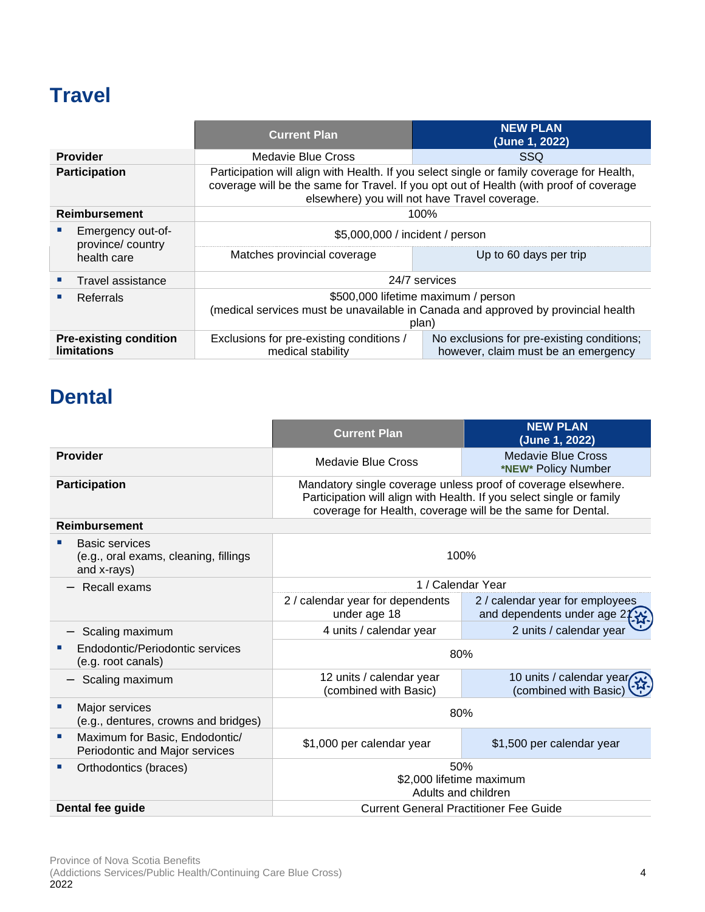## Travel

| | Current Plan | NEW PLAN (June 1, 2022) |
|---|---|---|
| **Provider** | Medavie Blue Cross | SSQ |
| **Participation** | Participation will align with Health. If you select single or family coverage for Health, coverage will be the same for Travel. If you opt out of Health (with proof of coverage elsewhere) you will not have Travel coverage. | |
| **Reimbursement** | 100% | |
| ▪ Emergency out-of-province/ country health care | $5,000,000 / incident / person | |
| | Matches provincial coverage | Up to 60 days per trip |
| ▪ Travel assistance | 24/7 services | |
| ▪ Referrals | $500,000 lifetime maximum / person (medical services must be unavailable in Canada and approved by provincial health plan) | |
| **Pre-existing condition limitations** | Exclusions for pre-existing conditions / medical stability | No exclusions for pre-existing conditions; however, claim must be an emergency |

## Dental

| | Current Plan | NEW PLAN (June 1, 2022) |
|---|---|---|
| **Provider** | Medavie Blue Cross | Medavie Blue Cross *NEW* Policy Number |
| **Participation** | Mandatory single coverage unless proof of coverage elsewhere. Participation will align with Health. If you select single or family coverage for Health, coverage will be the same for Dental. | |
| **Reimbursement** | | |
| ▪ Basic services (e.g., oral exams, cleaning, fillings and x-rays) | 100% | |
| – Recall exams | 1 / Calendar Year | |
| | 2 / calendar year for dependents under age 18 | 2 / calendar year for employees and dependents under age 21 |
| – Scaling maximum | 4 units / calendar year | 2 units / calendar year |
| ▪ Endodontic/Periodontic services (e.g. root canals) | 80% | |
| – Scaling maximum | 12 units / calendar year (combined with Basic) | 10 units / calendar year (combined with Basic) |
| ▪ Major services (e.g., dentures, crowns and bridges) | 80% | |
| ▪ Maximum for Basic, Endodontic/ Periodontic and Major services | $1,000 per calendar year | $1,500 per calendar year |
| ▪ Orthodontics (braces) | 50% $2,000 lifetime maximum Adults and children | |
| **Dental fee guide** | Current General Practitioner Fee Guide | |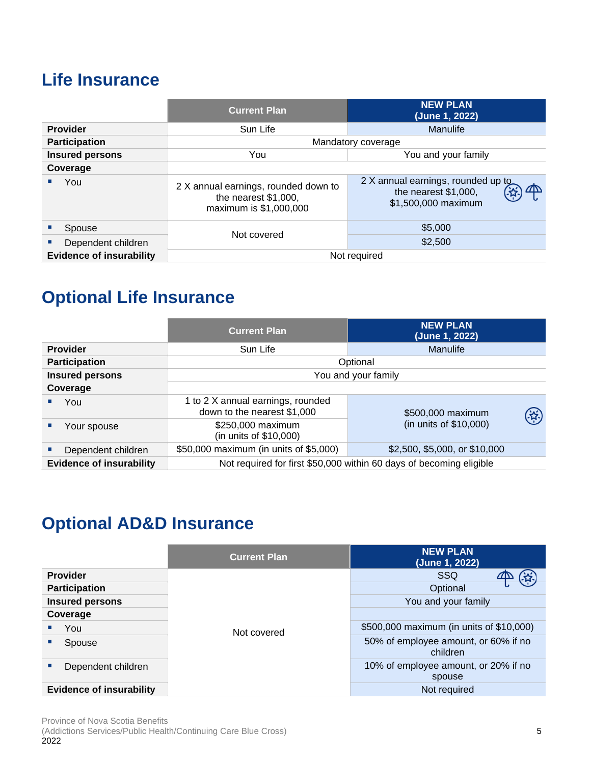## Life Insurance

| | Current Plan | NEW PLAN (June 1, 2022) |
|---|---|---|
| **Provider** | Sun Life | Manulife |
| **Participation** | Mandatory coverage | |
| **Insured persons** | You | You and your family |
| **Coverage** | | |
| ▪ You | 2 X annual earnings, rounded down to the nearest $1,000, maximum is $1,000,000 | 2 X annual earnings, rounded up to the nearest $1,000, $1,500,000 maximum |
| ▪ Spouse | Not covered | $5,000 |
| ▪ Dependent children | | $2,500 |
| **Evidence of insurability** | Not required | |

## Optional Life Insurance

| | Current Plan | NEW PLAN (June 1, 2022) |
|---|---|---|
| **Provider** | Sun Life | Manulife |
| **Participation** | Optional | |
| **Insured persons** | You and your family | |
| **Coverage** | | |
| ▪ You | 1 to 2 X annual earnings, rounded down to the nearest $1,000 | $500,000 maximum (in units of $10,000) |
| ▪ Your spouse | $250,000 maximum (in units of $10,000) | |
| ▪ Dependent children | $50,000 maximum (in units of $5,000) | $2,500, $5,000, or $10,000 |
| **Evidence of insurability** | Not required for first $50,000 within 60 days of becoming eligible | |

## Optional AD&D Insurance

| | Current Plan | NEW PLAN (June 1, 2022) |
|---|---|---|
| **Provider** | Not covered | SSQ |
| **Participation** | | Optional |
| **Insured persons** | | You and your family |
| **Coverage** | | |
| ▪ You | | $500,000 maximum (in units of $10,000) |
| ▪ Spouse | | 50% of employee amount, or 60% if no children |
| ▪ Dependent children | | 10% of employee amount, or 20% if no spouse |
| **Evidence of insurability** | | Not required |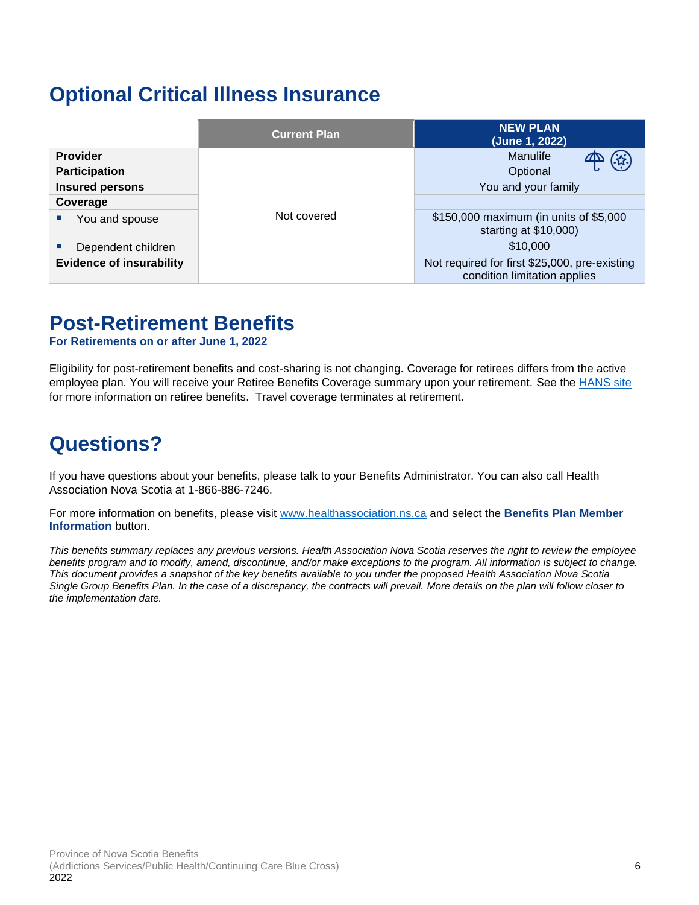## Optional Critical Illness Insurance

| | Current Plan | NEW PLAN (June 1, 2022) |
|---|---|---|
| **Provider** | Not covered | Manulife |
| **Participation** | | Optional |
| **Insured persons** | | You and your family |
| **Coverage** | | |
| ▪ You and spouse | | $150,000 maximum (in units of $5,000 starting at $10,000) |
| ▪ Dependent children | | $10,000 |
| **Evidence of insurability** | | Not required for first $25,000, pre-existing condition limitation applies |

## Post-Retirement Benefits

**For Retirements on or after June 1, 2022**

Eligibility for post-retirement benefits and cost-sharing is not changing. Coverage for retirees differs from the active employee plan. You will receive your Retiree Benefits Coverage summary upon your retirement. See the HANS site for more information on retiree benefits. Travel coverage terminates at retirement.

## Questions?

If you have questions about your benefits, please talk to your Benefits Administrator. You can also call Health Association Nova Scotia at 1-866-886-7246.

For more information on benefits, please visit www.healthassociation.ns.ca and select the **Benefits Plan Member Information** button.

*This benefits summary replaces any previous versions. Health Association Nova Scotia reserves the right to review the employee benefits program and to modify, amend, discontinue, and/or make exceptions to the program. All information is subject to change. This document provides a snapshot of the key benefits available to you under the proposed Health Association Nova Scotia Single Group Benefits Plan. In the case of a discrepancy, the contracts will prevail. More details on the plan will follow closer to the implementation date.*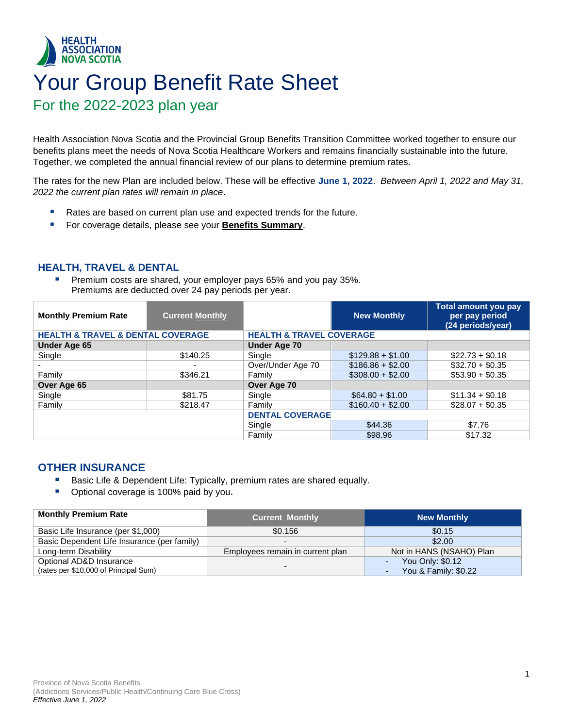HEALTH ASSOCIATION NOVA SCOTIA

# Your Group Benefit Rate Sheet

## For the 2022-2023 plan year

Health Association Nova Scotia and the Provincial Group Benefits Transition Committee worked together to ensure our benefits plans meet the needs of Nova Scotia Healthcare Workers and remains financially sustainable into the future. Together, we completed the annual financial review of our plans to determine premium rates.

The rates for the new Plan are included below. These will be effective **June 1, 2022**. *Between April 1, 2022 and May 31, 2022 the current plan rates will remain in place*.

- Rates are based on current plan use and expected trends for the future.
- For coverage details, please see your **Benefits Summary**.

### HEALTH, TRAVEL & DENTAL

- Premium costs are shared, your employer pays 65% and you pay 35%. Premiums are deducted over 24 pay periods per year.

| Monthly Premium Rate | Current Monthly | | New Monthly | Total amount you pay per pay period (24 periods/year) |
|---|---|---|---|---|
| **HEALTH & TRAVEL & DENTAL COVERAGE** | | **HEALTH & TRAVEL COVERAGE** | | |
| **Under Age 65** | | **Under Age 70** | | |
| Single | $140.25 | Single | $129.88 + $1.00 | $22.73 + $0.18 |
| - | - | Over/Under Age 70 | $186.86 + $2.00 | $32.70 + $0.35 |
| Family | $346.21 | Family | $308.00 + $2.00 | $53.90 + $0.35 |
| **Over Age 65** | | **Over Age 70** | | |
| Single | $81.75 | Single | $64.80 + $1.00 | $11.34 + $0.18 |
| Family | $218.47 | Family | $160.40 + $2.00 | $28.07 + $0.35 |
| | | **DENTAL COVERAGE** | | |
| | | Single | $44.36 | $7.76 |
| | | Family | $98.96 | $17.32 |

### OTHER INSURANCE

- Basic Life & Dependent Life: Typically, premium rates are shared equally.
- Optional coverage is 100% paid by you**.**

| Monthly Premium Rate | Current Monthly | New Monthly |
|---|---|---|
| Basic Life Insurance (per $1,000) | $0.156 | $0.15 |
| Basic Dependent Life Insurance (per family) | - | $2.00 |
| Long-term Disability | Employees remain in current plan | Not in HANS (NSAHO) Plan |
| Optional AD&D Insurance (rates per $10,000 of Principal Sum) | - | - You Only: $0.12<br>- You & Family: $0.22 |

Province of Nova Scotia Benefits
(Addictions Services/Public Health/Continuing Care Blue Cross)
*Effective June 1, 2022*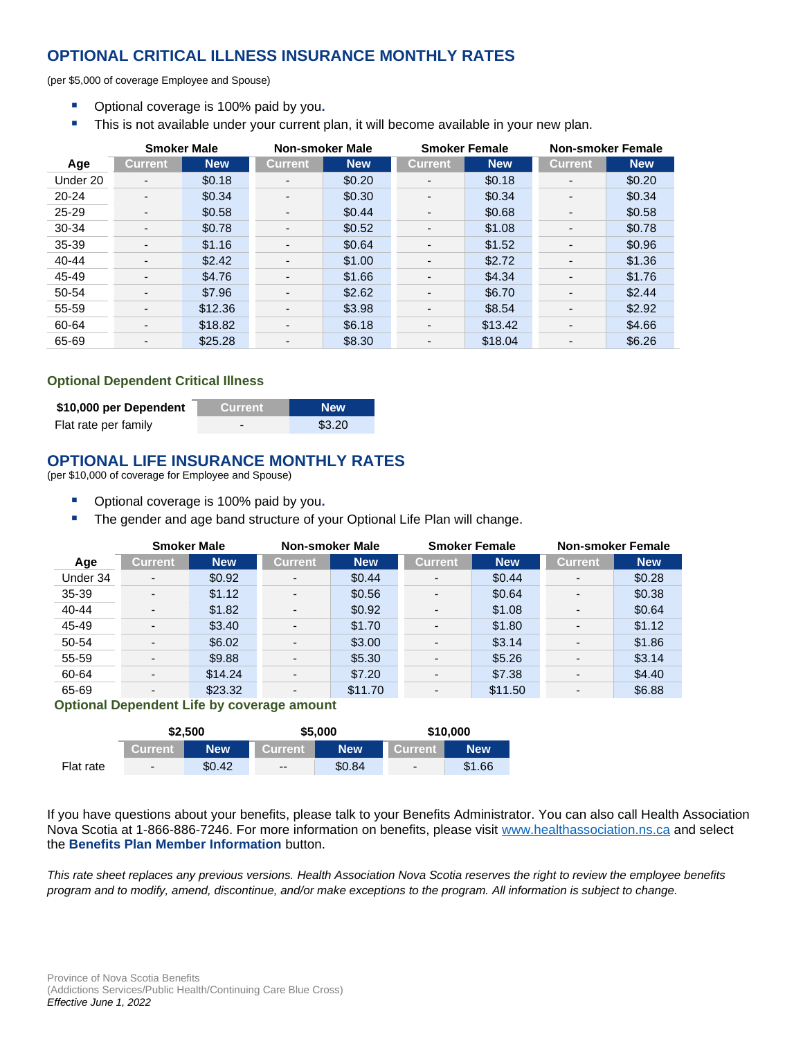## OPTIONAL CRITICAL ILLNESS INSURANCE MONTHLY RATES

(per $5,000 of coverage Employee and Spouse)

- Optional coverage is 100% paid by you.
- This is not available under your current plan, it will become available in your new plan.

| | Smoker Male | | Non-smoker Male | | Smoker Female | | Non-smoker Female | |
|---|---|---|---|---|---|---|---|---|
| Age | Current | New | Current | New | Current | New | Current | New |
| Under 20 | - | $0.18 | - | $0.20 | - | $0.18 | - | $0.20 |
| 20-24 | - | $0.34 | - | $0.30 | - | $0.34 | - | $0.34 |
| 25-29 | - | $0.58 | - | $0.44 | - | $0.68 | - | $0.58 |
| 30-34 | - | $0.78 | - | $0.52 | - | $1.08 | - | $0.78 |
| 35-39 | - | $1.16 | - | $0.64 | - | $1.52 | - | $0.96 |
| 40-44 | - | $2.42 | - | $1.00 | - | $2.72 | - | $1.36 |
| 45-49 | - | $4.76 | - | $1.66 | - | $4.34 | - | $1.76 |
| 50-54 | - | $7.96 | - | $2.62 | - | $6.70 | - | $2.44 |
| 55-59 | - | $12.36 | - | $3.98 | - | $8.54 | - | $2.92 |
| 60-64 | - | $18.82 | - | $6.18 | - | $13.42 | - | $4.66 |
| 65-69 | - | $25.28 | - | $8.30 | - | $18.04 | - | $6.26 |

### Optional Dependent Critical Illness

| $10,000 per Dependent | Current | New |
|---|---|---|
| Flat rate per family | - | $3.20 |

## OPTIONAL LIFE INSURANCE MONTHLY RATES

(per $10,000 of coverage for Employee and Spouse)

- Optional coverage is 100% paid by you.
- The gender and age band structure of your Optional Life Plan will change.

| | Smoker Male | | Non-smoker Male | | Smoker Female | | Non-smoker Female | |
|---|---|---|---|---|---|---|---|---|
| Age | Current | New | Current | New | Current | New | Current | New |
| Under 34 | - | $0.92 | - | $0.44 | - | $0.44 | - | $0.28 |
| 35-39 | - | $1.12 | - | $0.56 | - | $0.64 | - | $0.38 |
| 40-44 | - | $1.82 | - | $0.92 | - | $1.08 | - | $0.64 |
| 45-49 | - | $3.40 | - | $1.70 | - | $1.80 | - | $1.12 |
| 50-54 | - | $6.02 | - | $3.00 | - | $3.14 | - | $1.86 |
| 55-59 | - | $9.88 | - | $5.30 | - | $5.26 | - | $3.14 |
| 60-64 | - | $14.24 | - | $7.20 | - | $7.38 | - | $4.40 |
| 65-69 | - | $23.32 | - | $11.70 | - | $11.50 | - | $6.88 |

### Optional Dependent Life by coverage amount

| | $2,500 | | $5,000 | | $10,000 | |
|---|---|---|---|---|---|---|
| | Current | New | Current | New | Current | New |
| Flat rate | - | $0.42 | -- | $0.84 | - | $1.66 |

If you have questions about your benefits, please talk to your Benefits Administrator. You can also call Health Association Nova Scotia at 1-866-886-7246. For more information on benefits, please visit www.healthassociation.ns.ca and select the **Benefits Plan Member Information** button.

*This rate sheet replaces any previous versions. Health Association Nova Scotia reserves the right to review the employee benefits program and to modify, amend, discontinue, and/or make exceptions to the program. All information is subject to change.*

Province of Nova Scotia Benefits
(Addictions Services/Public Health/Continuing Care Blue Cross)
*Effective June 1, 2022*